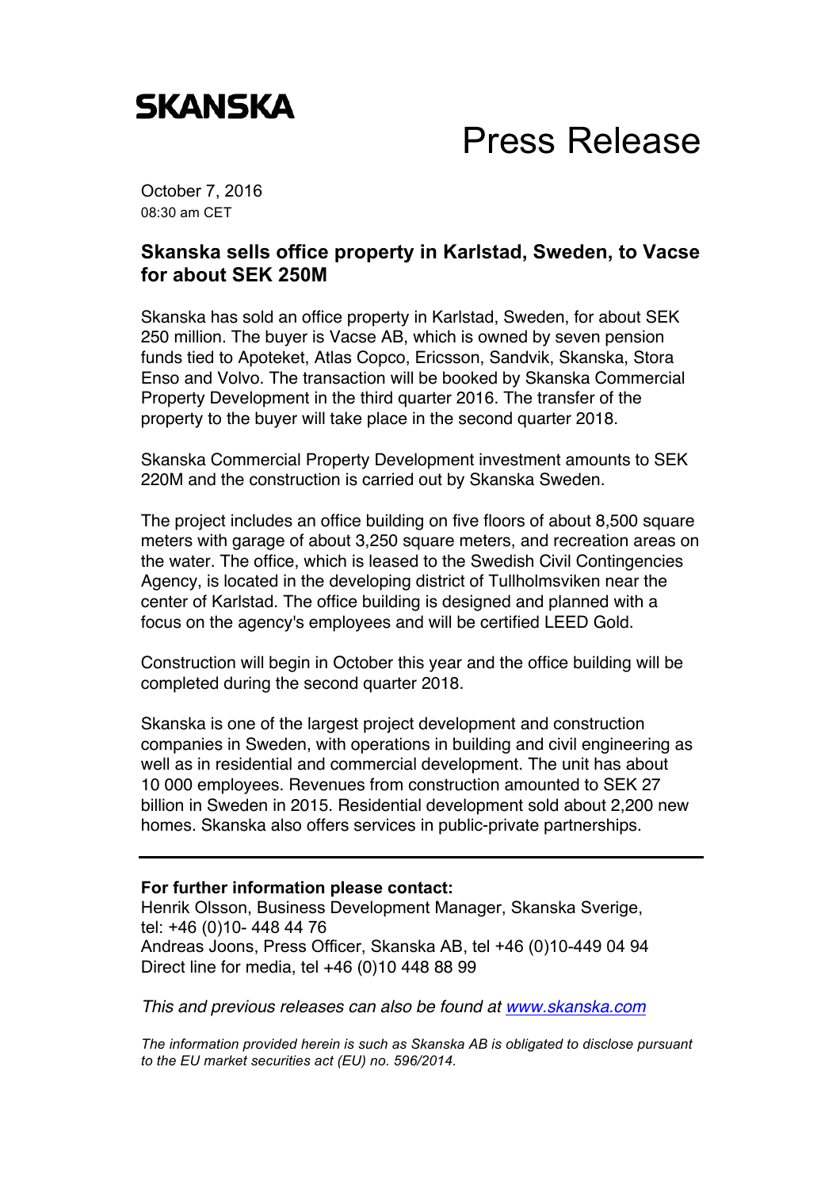**SKANSKA**

# Press Release

October 7, 2016
08:30 am CET

## Skanska sells office property in Karlstad, Sweden, to Vacse for about SEK 250M

Skanska has sold an office property in Karlstad, Sweden, for about SEK 250 million. The buyer is Vacse AB, which is owned by seven pension funds tied to Apoteket, Atlas Copco, Ericsson, Sandvik, Skanska, Stora Enso and Volvo. The transaction will be booked by Skanska Commercial Property Development in the third quarter 2016. The transfer of the property to the buyer will take place in the second quarter 2018.

Skanska Commercial Property Development investment amounts to SEK 220M and the construction is carried out by Skanska Sweden.

The project includes an office building on five floors of about 8,500 square meters with garage of about 3,250 square meters, and recreation areas on the water. The office, which is leased to the Swedish Civil Contingencies Agency, is located in the developing district of Tullholmsviken near the center of Karlstad. The office building is designed and planned with a focus on the agency's employees and will be certified LEED Gold.

Construction will begin in October this year and the office building will be completed during the second quarter 2018.

Skanska is one of the largest project development and construction companies in Sweden, with operations in building and civil engineering as well as in residential and commercial development. The unit has about 10 000 employees. Revenues from construction amounted to SEK 27 billion in Sweden in 2015. Residential development sold about 2,200 new homes. Skanska also offers services in public-private partnerships.

---

**For further information please contact:**
Henrik Olsson, Business Development Manager, Skanska Sverige, tel: +46 (0)10- 448 44 76
Andreas Joons, Press Officer, Skanska AB, tel +46 (0)10-449 04 94
Direct line for media, tel +46 (0)10 448 88 99

*This and previous releases can also be found at www.skanska.com*

*The information provided herein is such as Skanska AB is obligated to disclose pursuant to the EU market securities act (EU) no. 596/2014.*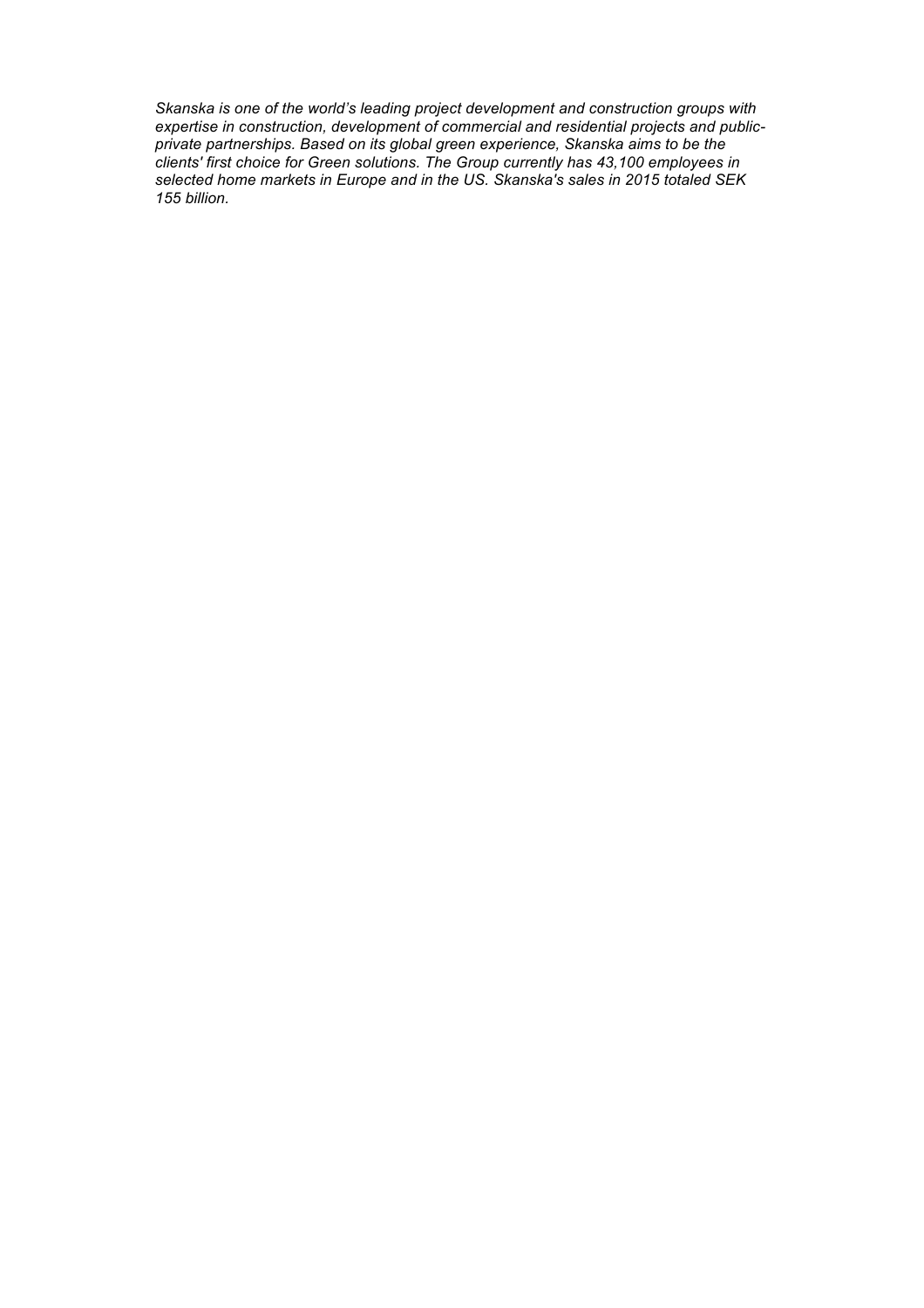*Skanska is one of the world's leading project development and construction groups with expertise in construction, development of commercial and residential projects and public-private partnerships. Based on its global green experience, Skanska aims to be the clients' first choice for Green solutions. The Group currently has 43,100 employees in selected home markets in Europe and in the US. Skanska's sales in 2015 totaled SEK 155 billion.*